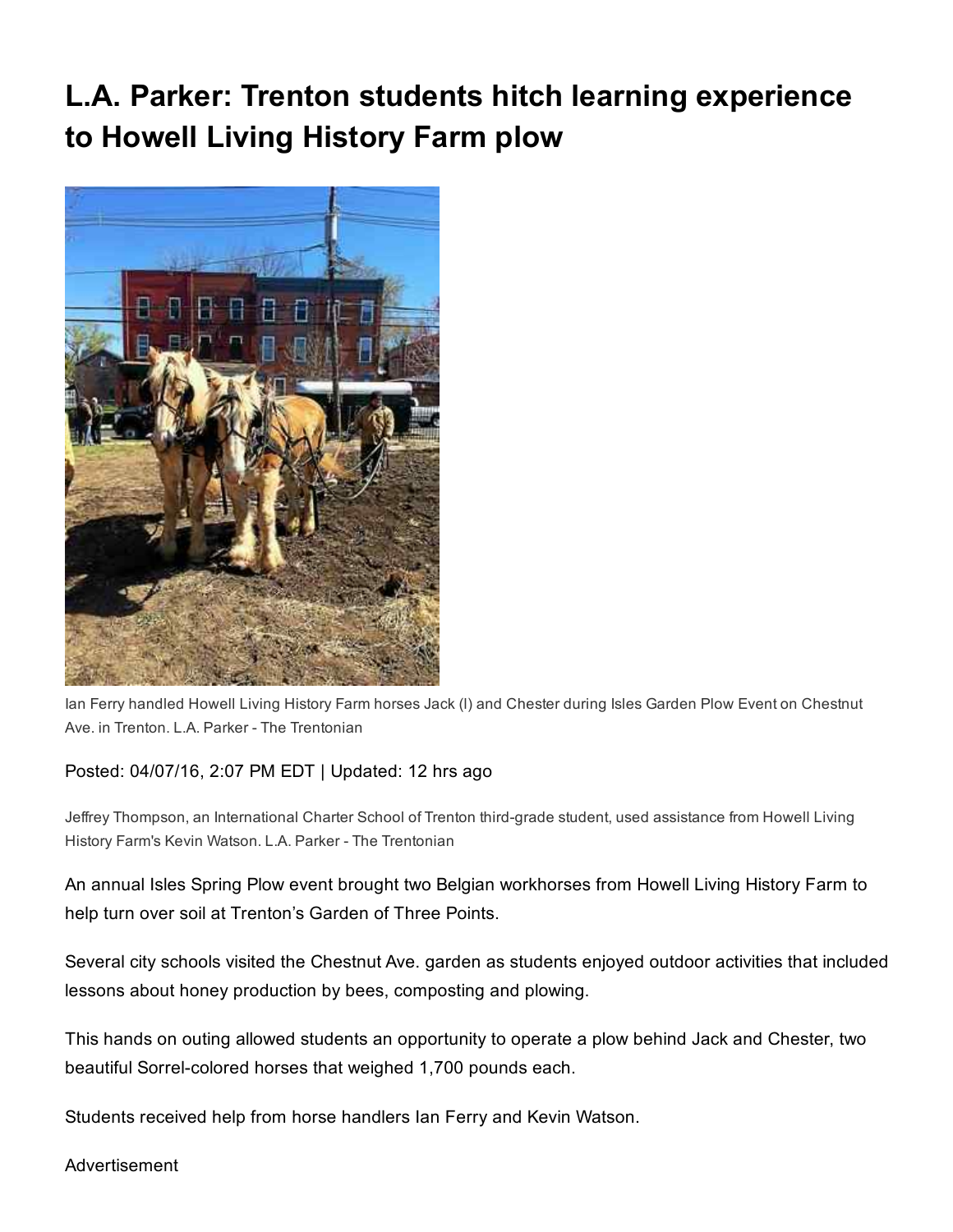# L.A. Parker: Trenton students hitch learning experience to Howell Living History Farm plow

Ian Ferry handled Howell Living History Farm horses Jack (l) and Chester during Isles Garden Plow Event on Chestnut Ave. in Trenton. L.A. Parker - The Trentonian

Posted: 04/07/16, 2:07 PM EDT | Updated: 12 hrs ago

Jeffrey Thompson, an International Charter School of Trenton third-grade student, used assistance from Howell Living History Farm's Kevin Watson. L.A. Parker - The Trentonian

An annual Isles Spring Plow event brought two Belgian workhorses from Howell Living History Farm to help turn over soil at Trenton's Garden of Three Points.

Several city schools visited the Chestnut Ave. garden as students enjoyed outdoor activities that included lessons about honey production by bees, composting and plowing.

This hands on outing allowed students an opportunity to operate a plow behind Jack and Chester, two beautiful Sorrel-colored horses that weighed 1,700 pounds each.

Students received help from horse handlers Ian Ferry and Kevin Watson.

Advertisement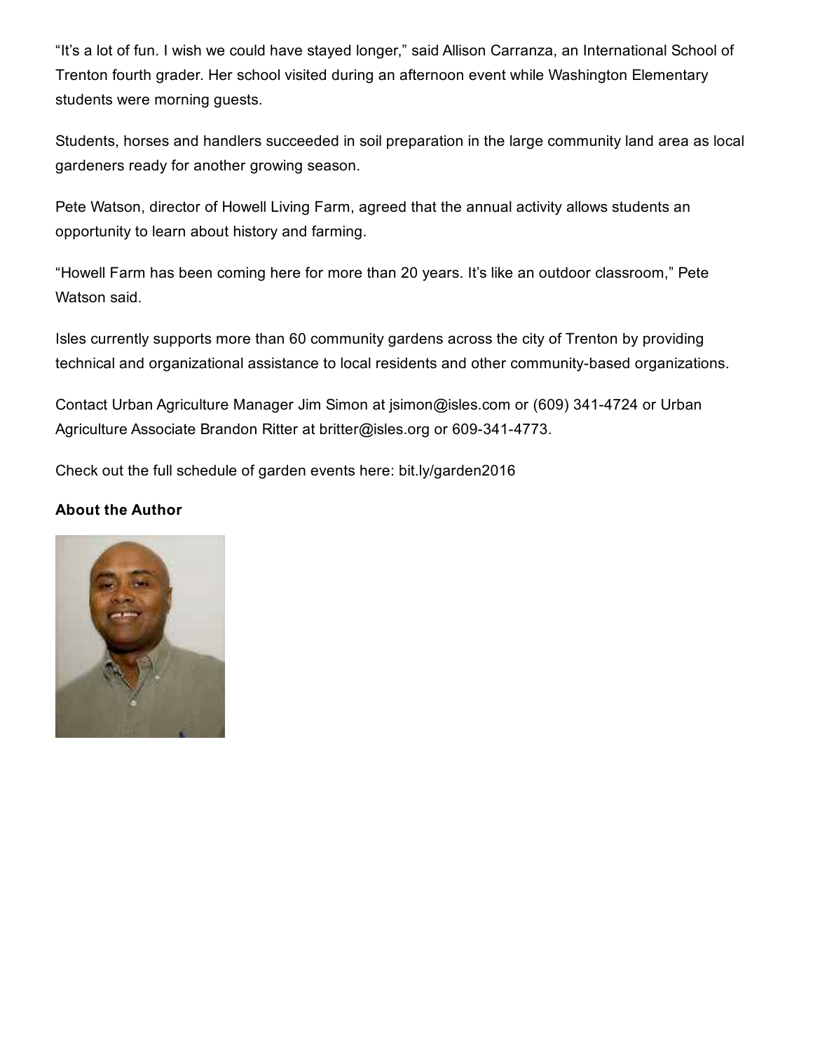"It's a lot of fun. I wish we could have stayed longer," said Allison Carranza, an International School of Trenton fourth grader. Her school visited during an afternoon event while Washington Elementary students were morning guests.

Students, horses and handlers succeeded in soil preparation in the large community land area as local gardeners ready for another growing season.

Pete Watson, director of Howell Living Farm, agreed that the annual activity allows students an opportunity to learn about history and farming.

"Howell Farm has been coming here for more than 20 years. It's like an outdoor classroom," Pete Watson said.

Isles currently supports more than 60 community gardens across the city of Trenton by providing technical and organizational assistance to local residents and other community-based organizations.

Contact Urban Agriculture Manager Jim Simon at jsimon@isles.com or (609) 341-4724 or Urban Agriculture Associate Brandon Ritter at britter@isles.org or 609-341-4773.

Check out the full schedule of garden events here: bit.ly/garden2016

**About the Author**